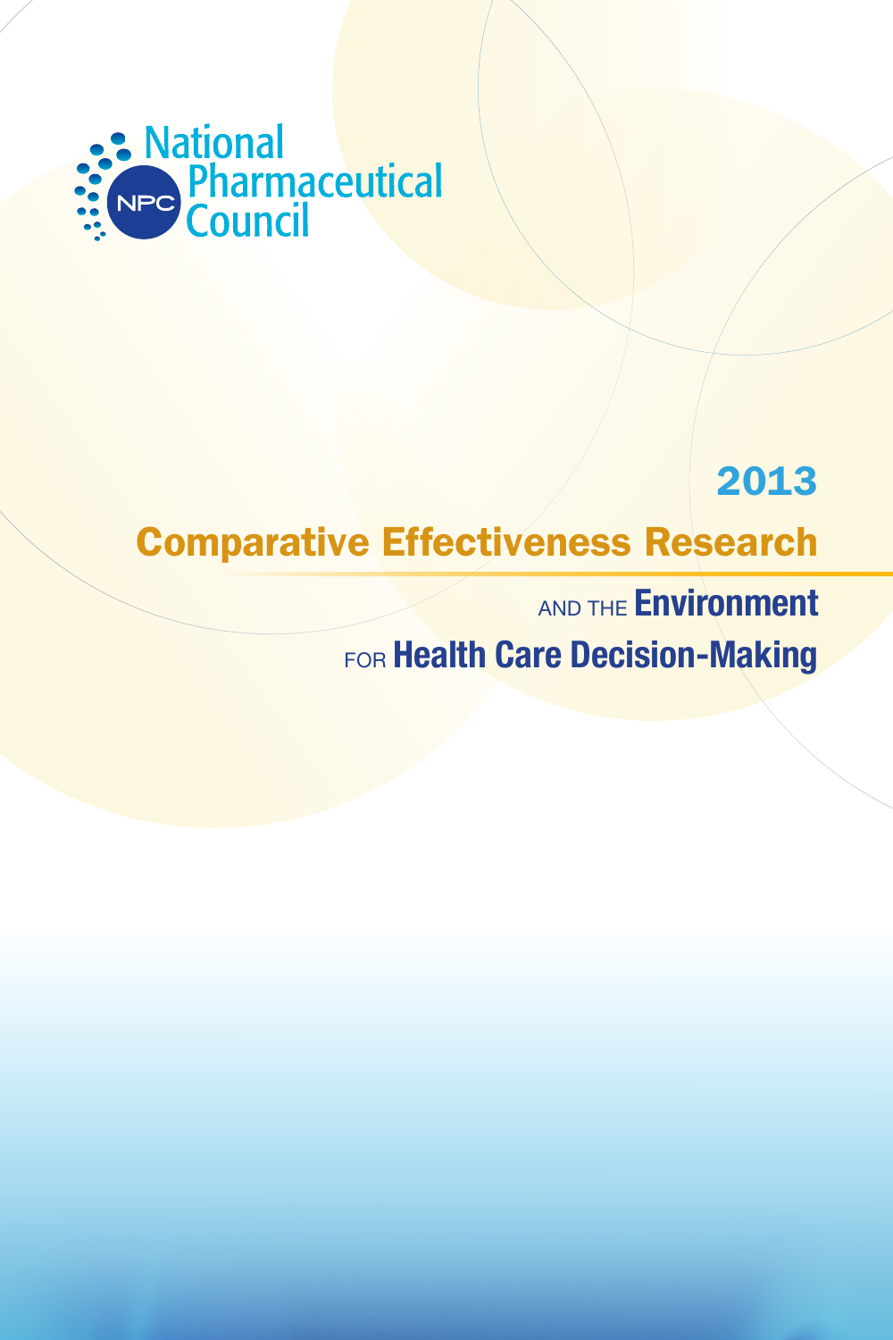National Pharmaceutical Council

# 2013

# Comparative Effectiveness Research

## AND THE Environment FOR Health Care Decision-Making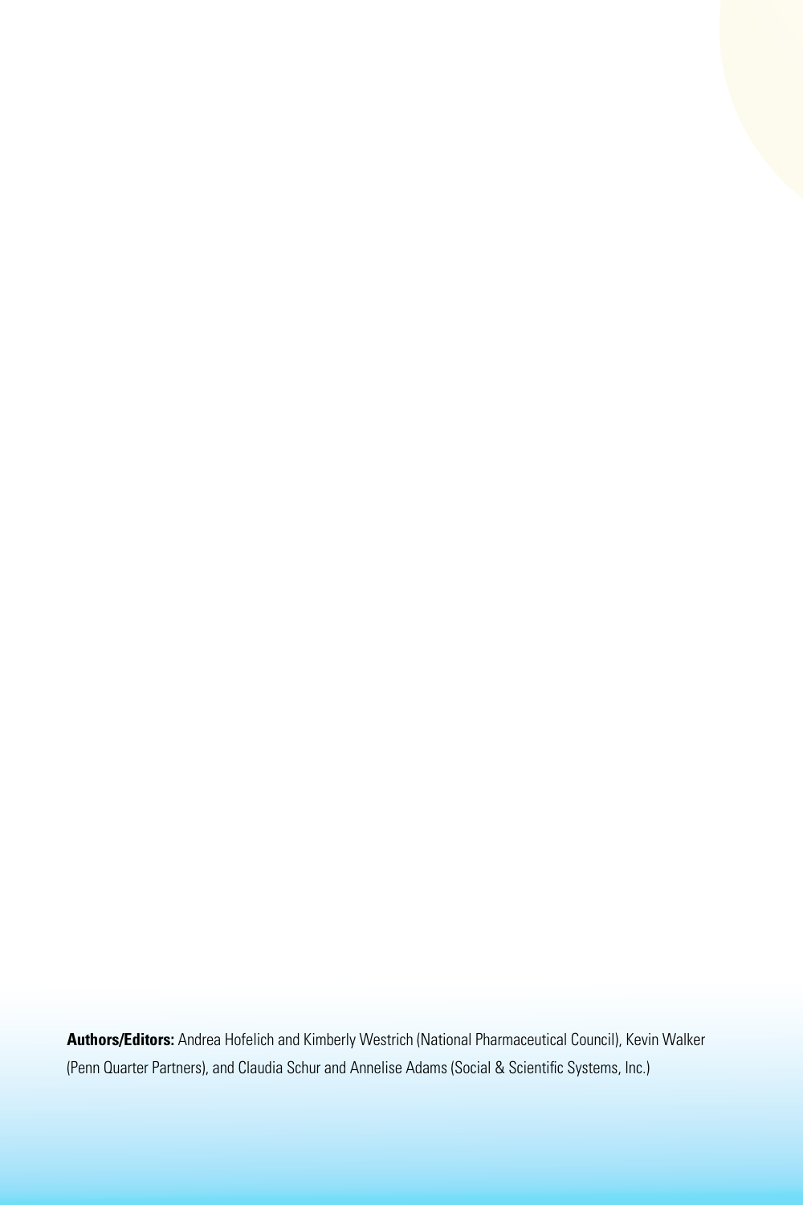**Authors/Editors:** Andrea Hofelich and Kimberly Westrich (National Pharmaceutical Council), Kevin Walker (Penn Quarter Partners), and Claudia Schur and Annelise Adams (Social & Scientific Systems, Inc.)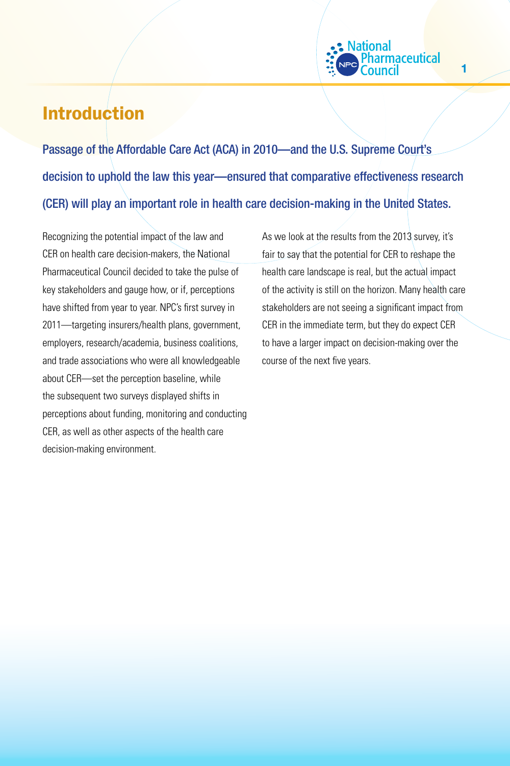# Introduction

**Passage of the Affordable Care Act (ACA) in 2010—and the U.S. Supreme Court's decision to uphold the law this year—ensured that comparative effectiveness research (CER) will play an important role in health care decision-making in the United States.**

Recognizing the potential impact of the law and CER on health care decision-makers, the National Pharmaceutical Council decided to take the pulse of key stakeholders and gauge how, or if, perceptions have shifted from year to year. NPC's first survey in 2011—targeting insurers/health plans, government, employers, research/academia, business coalitions, and trade associations who were all knowledgeable about CER—set the perception baseline, while the subsequent two surveys displayed shifts in perceptions about funding, monitoring and conducting CER, as well as other aspects of the health care decision-making environment.

As we look at the results from the 2013 survey, it's fair to say that the potential for CER to reshape the health care landscape is real, but the actual impact of the activity is still on the horizon. Many health care stakeholders are not seeing a significant impact from CER in the immediate term, but they do expect CER to have a larger impact on decision-making over the course of the next five years.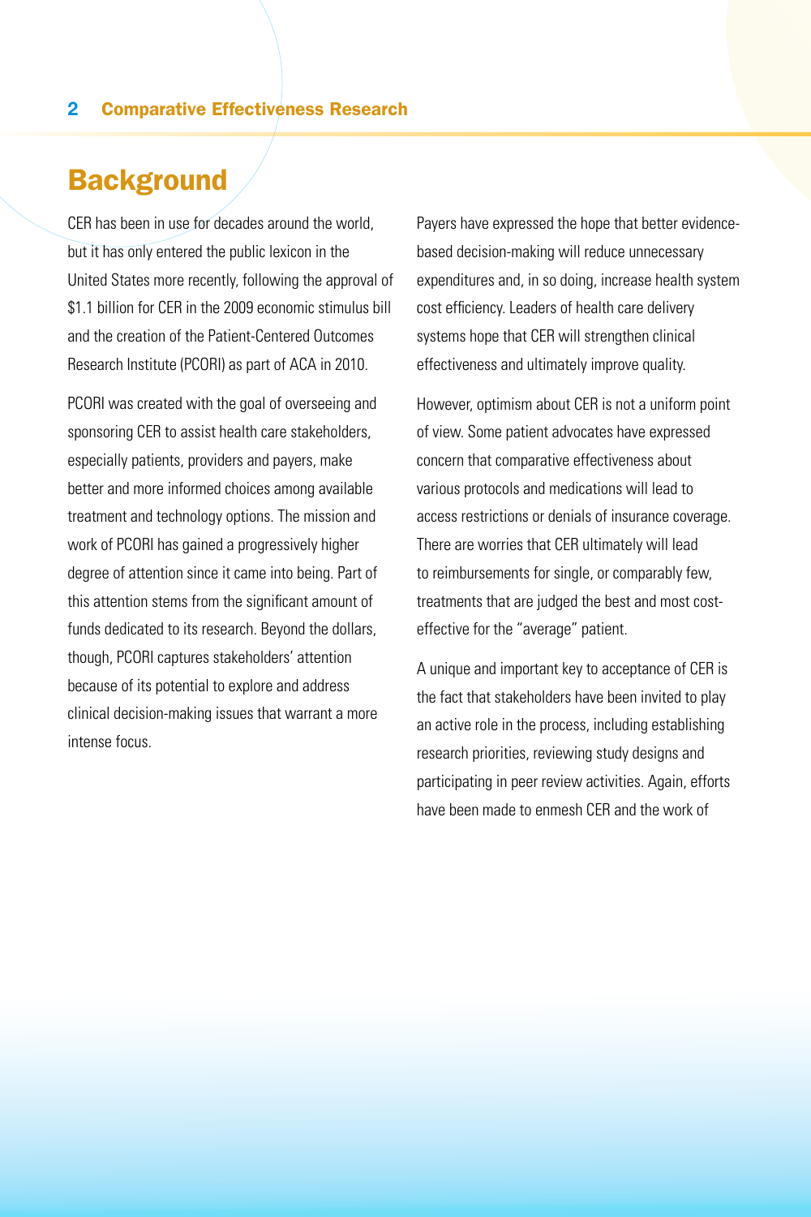## Background

CER has been in use for decades around the world, but it has only entered the public lexicon in the United States more recently, following the approval of $1.1 billion for CER in the 2009 economic stimulus bill and the creation of the Patient-Centered Outcomes Research Institute (PCORI) as part of ACA in 2010.

PCORI was created with the goal of overseeing and sponsoring CER to assist health care stakeholders, especially patients, providers and payers, make better and more informed choices among available treatment and technology options. The mission and work of PCORI has gained a progressively higher degree of attention since it came into being. Part of this attention stems from the significant amount of funds dedicated to its research. Beyond the dollars, though, PCORI captures stakeholders' attention because of its potential to explore and address clinical decision-making issues that warrant a more intense focus.

Payers have expressed the hope that better evidence-based decision-making will reduce unnecessary expenditures and, in so doing, increase health system cost efficiency. Leaders of health care delivery systems hope that CER will strengthen clinical effectiveness and ultimately improve quality.

However, optimism about CER is not a uniform point of view. Some patient advocates have expressed concern that comparative effectiveness about various protocols and medications will lead to access restrictions or denials of insurance coverage. There are worries that CER ultimately will lead to reimbursements for single, or comparably few, treatments that are judged the best and most cost-effective for the "average" patient.

A unique and important key to acceptance of CER is the fact that stakeholders have been invited to play an active role in the process, including establishing research priorities, reviewing study designs and participating in peer review activities. Again, efforts have been made to enmesh CER and the work of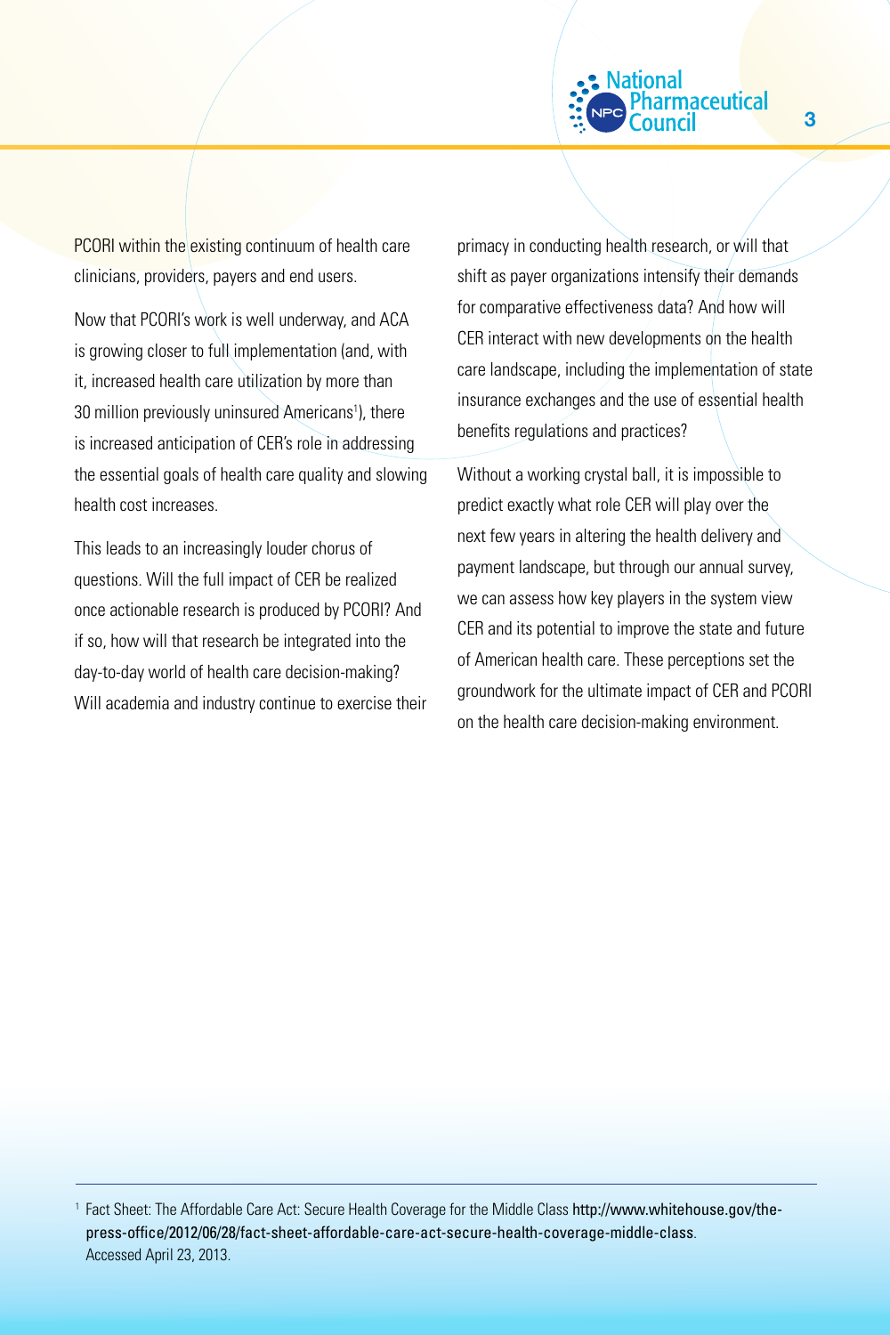PCORI within the existing continuum of health care clinicians, providers, payers and end users.

Now that PCORI's work is well underway, and ACA is growing closer to full implementation (and, with it, increased health care utilization by more than 30 million previously uninsured Americans[1]), there is increased anticipation of CER's role in addressing the essential goals of health care quality and slowing health cost increases.

This leads to an increasingly louder chorus of questions. Will the full impact of CER be realized once actionable research is produced by PCORI? And if so, how will that research be integrated into the day-to-day world of health care decision-making? Will academia and industry continue to exercise their primacy in conducting health research, or will that shift as payer organizations intensify their demands for comparative effectiveness data? And how will CER interact with new developments on the health care landscape, including the implementation of state insurance exchanges and the use of essential health benefits regulations and practices?

Without a working crystal ball, it is impossible to predict exactly what role CER will play over the next few years in altering the health delivery and payment landscape, but through our annual survey, we can assess how key players in the system view CER and its potential to improve the state and future of American health care. These perceptions set the groundwork for the ultimate impact of CER and PCORI on the health care decision-making environment.

---

[1] Fact Sheet: The Affordable Care Act: Secure Health Coverage for the Middle Class http://www.whitehouse.gov/the-press-office/2012/06/28/fact-sheet-affordable-care-act-secure-health-coverage-middle-class. Accessed April 23, 2013.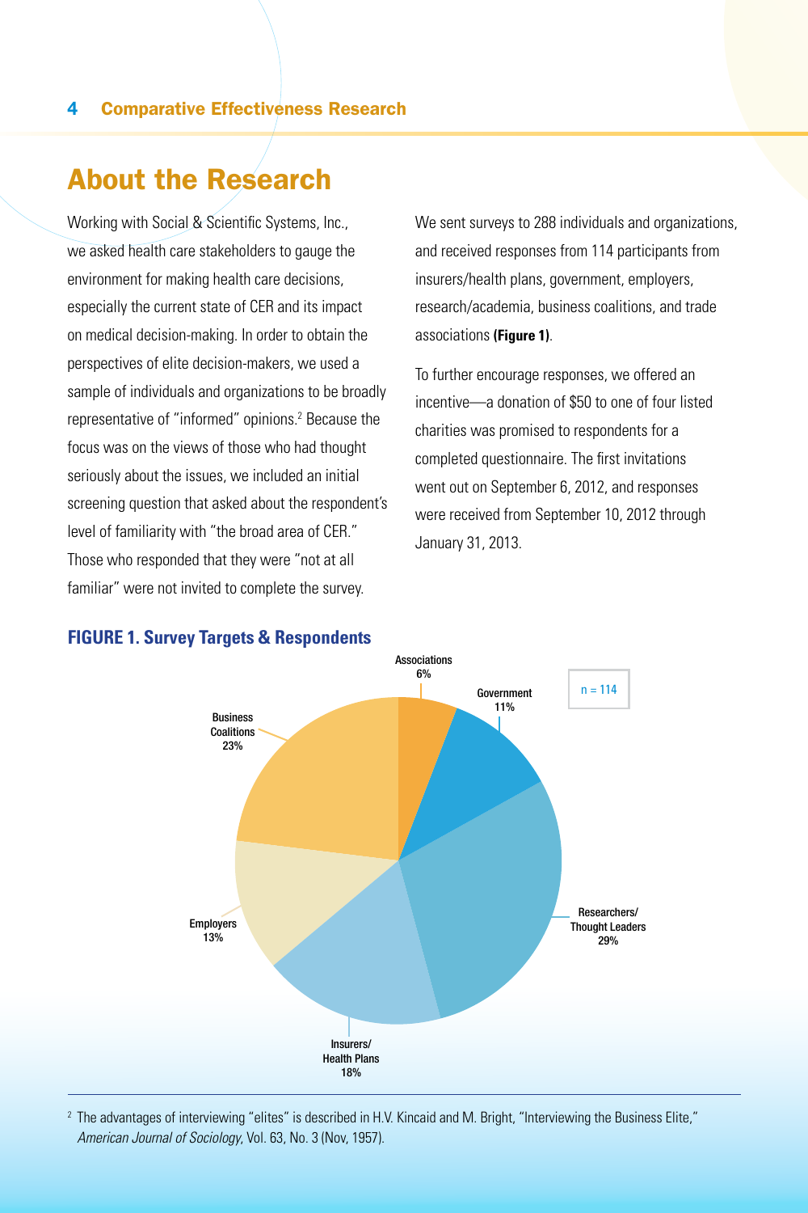## About the Research

Working with Social & Scientific Systems, Inc., we asked health care stakeholders to gauge the environment for making health care decisions, especially the current state of CER and its impact on medical decision-making. In order to obtain the perspectives of elite decision-makers, we used a sample of individuals and organizations to be broadly representative of "informed" opinions.[2] Because the focus was on the views of those who had thought seriously about the issues, we included an initial screening question that asked about the respondent's level of familiarity with "the broad area of CER." Those who responded that they were "not at all familiar" were not invited to complete the survey.

We sent surveys to 288 individuals and organizations, and received responses from 114 participants from insurers/health plans, government, employers, research/academia, business coalitions, and trade associations **(Figure 1)**.

To further encourage responses, we offered an incentive—a donation of $50 to one of four listed charities was promised to respondents for a completed questionnaire. The first invitations went out on September 6, 2012, and responses were received from September 10, 2012 through January 31, 2013.

**FIGURE 1. Survey Targets & Respondents**

n = 114

| Category | Percent |
|---|---|
| Associations | 6% |
| Government | 11% |
| Researchers/ Thought Leaders | 29% |
| Insurers/ Health Plans | 18% |
| Employers | 13% |
| Business Coalitions | 23% |

[2] The advantages of interviewing "elites" is described in H.V. Kincaid and M. Bright, "Interviewing the Business Elite," *American Journal of Sociology*, Vol. 63, No. 3 (Nov, 1957).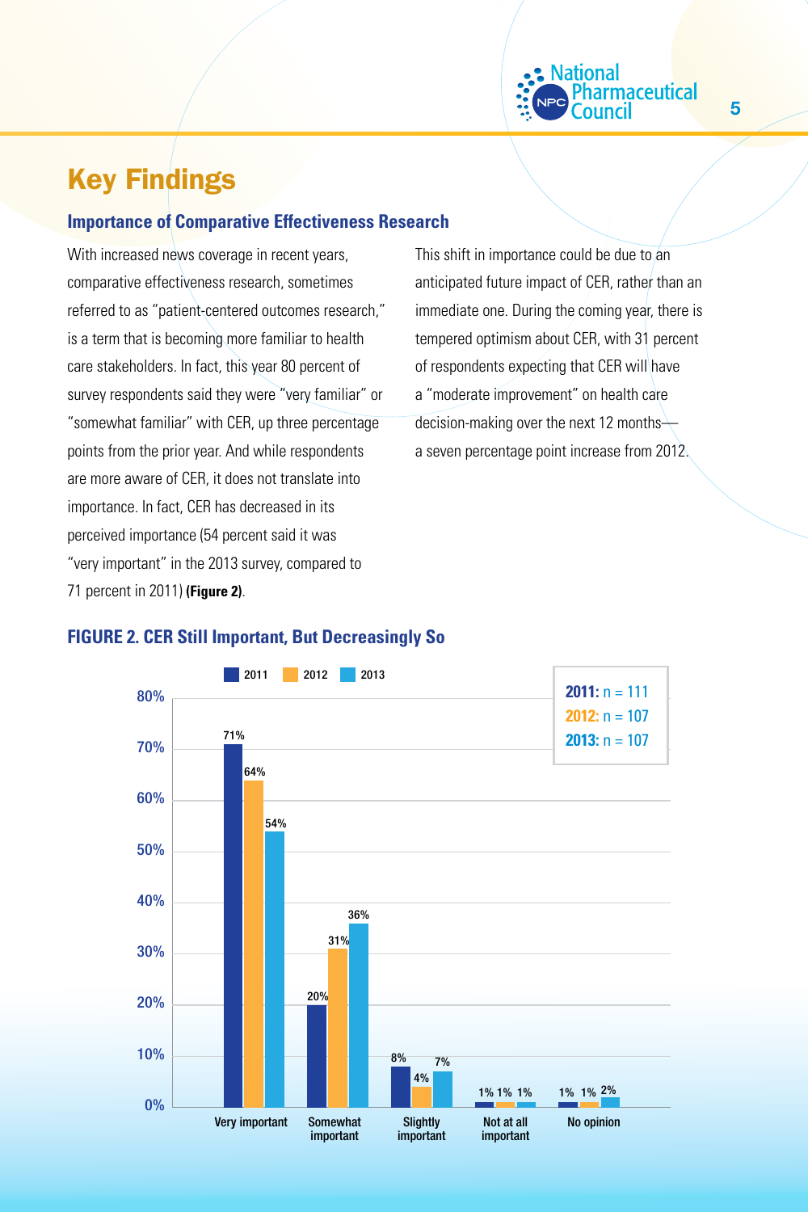# Key Findings

### Importance of Comparative Effectiveness Research

With increased news coverage in recent years, comparative effectiveness research, sometimes referred to as "patient-centered outcomes research," is a term that is becoming more familiar to health care stakeholders. In fact, this year 80 percent of survey respondents said they were "very familiar" or "somewhat familiar" with CER, up three percentage points from the prior year. And while respondents are more aware of CER, it does not translate into importance. In fact, CER has decreased in its perceived importance (54 percent said it was "very important" in the 2013 survey, compared to 71 percent in 2011) **(Figure 2)**.

This shift in importance could be due to an anticipated future impact of CER, rather than an immediate one. During the coming year, there is tempered optimism about CER, with 31 percent of respondents expecting that CER will have a "moderate improvement" on health care decision-making over the next 12 months—a seven percentage point increase from 2012.

**FIGURE 2. CER Still Important, But Decreasingly So**

| | 2011 | 2012 | 2013 |
|---|---|---|---|
| Very important | 71% | 64% | 54% |
| Somewhat important | 20% | 31% | 36% |
| Slightly important | 8% | 4% | 7% |
| Not at all important | 1% | 1% | 1% |
| No opinion | 1% | 1% | 2% |

**2011:** n = 111
**2012:** n = 107
**2013:** n = 107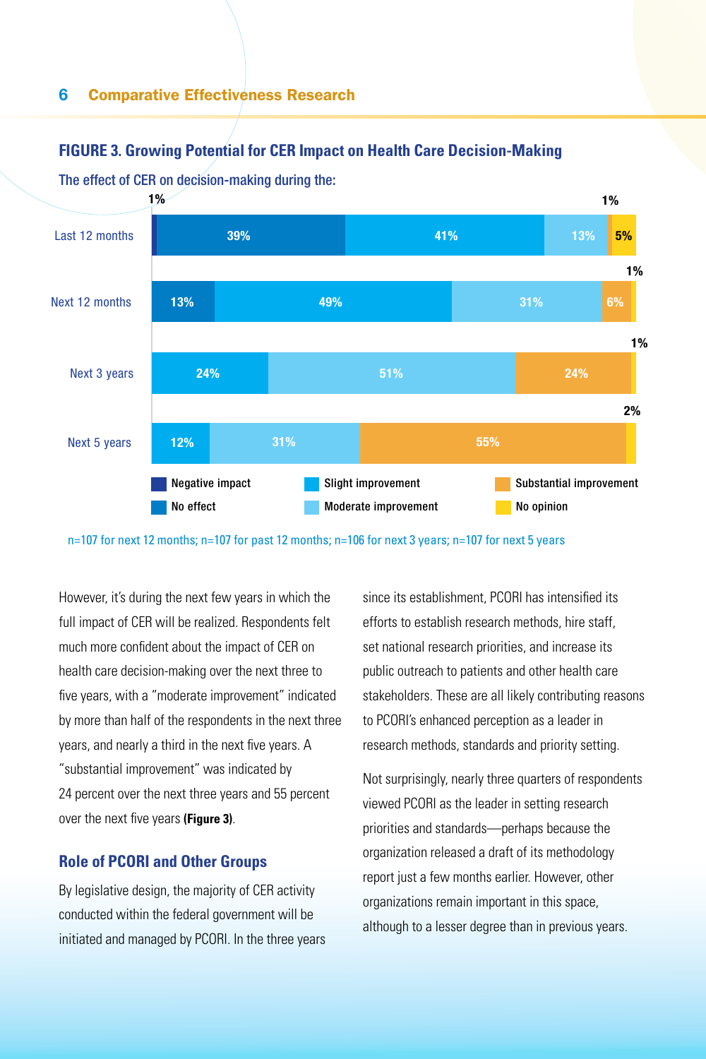**FIGURE 3. Growing Potential for CER Impact on Health Care Decision-Making**

The effect of CER on decision-making during the:

| | Negative impact | No effect | Slight improvement | Moderate improvement | Substantial improvement | No opinion |
|---|---|---|---|---|---|---|
| Last 12 months | 1% | 39% | 41% | 13% | 1% | 5% |
| Next 12 months | | 13% | 49% | 31% | 6% | 1% |
| Next 3 years | | | 24% | 51% | 24% | 1% |
| Next 5 years | | | 12% | 31% | 55% | 2% |

n=107 for next 12 months; n=107 for past 12 months; n=106 for next 3 years; n=107 for next 5 years

However, it's during the next few years in which the full impact of CER will be realized. Respondents felt much more confident about the impact of CER on health care decision-making over the next three to five years, with a "moderate improvement" indicated by more than half of the respondents in the next three years, and nearly a third in the next five years. A "substantial improvement" was indicated by 24 percent over the next three years and 55 percent over the next five years **(Figure 3)**.

## Role of PCORI and Other Groups

By legislative design, the majority of CER activity conducted within the federal government will be initiated and managed by PCORI. In the three years since its establishment, PCORI has intensified its efforts to establish research methods, hire staff, set national research priorities, and increase its public outreach to patients and other health care stakeholders. These are all likely contributing reasons to PCORI's enhanced perception as a leader in research methods, standards and priority setting.

Not surprisingly, nearly three quarters of respondents viewed PCORI as the leader in setting research priorities and standards—perhaps because the organization released a draft of its methodology report just a few months earlier. However, other organizations remain important in this space, although to a lesser degree than in previous years.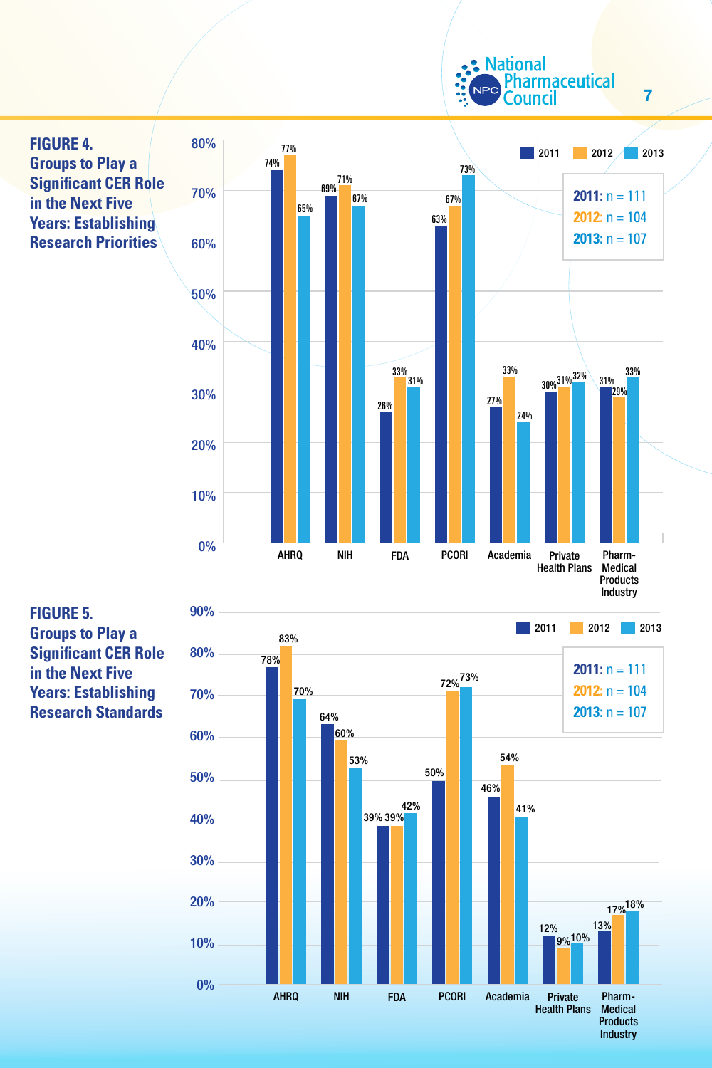**FIGURE 4. Groups to Play a Significant CER Role in the Next Five Years: Establishing Research Priorities**

2011: n = 111
2012: n = 104
2013: n = 107

| Group | 2011 | 2012 | 2013 |
|---|---|---|---|
| AHRQ | 74% | 77% | 65% |
| NIH | 69% | 71% | 67% |
| FDA | 26% | 33% | 31% |
| PCORI | 63% | 67% | 73% |
| Academia | 27% | 33% | 24% |
| Private Health Plans | 30% | 31% | 32% |
| Pharm-Medical Products Industry | 31% | 29% | 33% |

**FIGURE 5. Groups to Play a Significant CER Role in the Next Five Years: Establishing Research Standards**

2011: n = 111
2012: n = 104
2013: n = 107

| Group | 2011 | 2012 | 2013 |
|---|---|---|---|
| AHRQ | 78% | 83% | 70% |
| NIH | 64% | 60% | 53% |
| FDA | 39% | 39% | 42% |
| PCORI | 50% | 72% | 73% |
| Academia | 46% | 54% | 41% |
| Private Health Plans | 12% | 9% | 10% |
| Pharm-Medical Products Industry | 13% | 17% | 18% |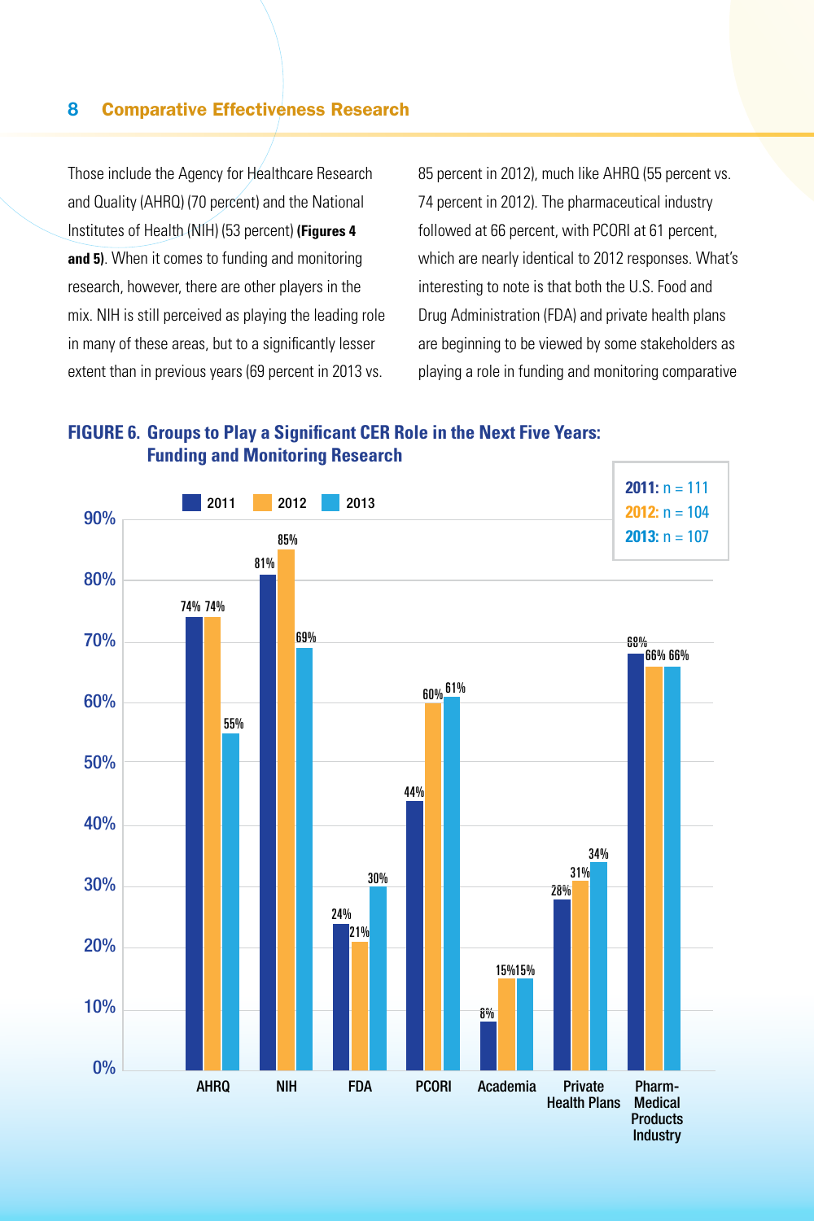Those include the Agency for Healthcare Research and Quality (AHRQ) (70 percent) and the National Institutes of Health (NIH) (53 percent) **(Figures 4 and 5)**. When it comes to funding and monitoring research, however, there are other players in the mix. NIH is still perceived as playing the leading role in many of these areas, but to a significantly lesser extent than in previous years (69 percent in 2013 vs. 85 percent in 2012), much like AHRQ (55 percent vs. 74 percent in 2012). The pharmaceutical industry followed at 66 percent, with PCORI at 61 percent, which are nearly identical to 2012 responses. What's interesting to note is that both the U.S. Food and Drug Administration (FDA) and private health plans are beginning to be viewed by some stakeholders as playing a role in funding and monitoring comparative

**FIGURE 6. Groups to Play a Significant CER Role in the Next Five Years: Funding and Monitoring Research**

**2011:** n = 111
**2012:** n = 104
**2013:** n = 107

| Group | 2011 | 2012 | 2013 |
|---|---|---|---|
| AHRQ | 74% | 74% | 55% |
| NIH | 81% | 85% | 69% |
| FDA | 24% | 21% | 30% |
| PCORI | 44% | 60% | 61% |
| Academia | 8% | 15% | 15% |
| Private Health Plans | 28% | 31% | 34% |
| Pharm-Medical Products Industry | 68% | 66% | 66% |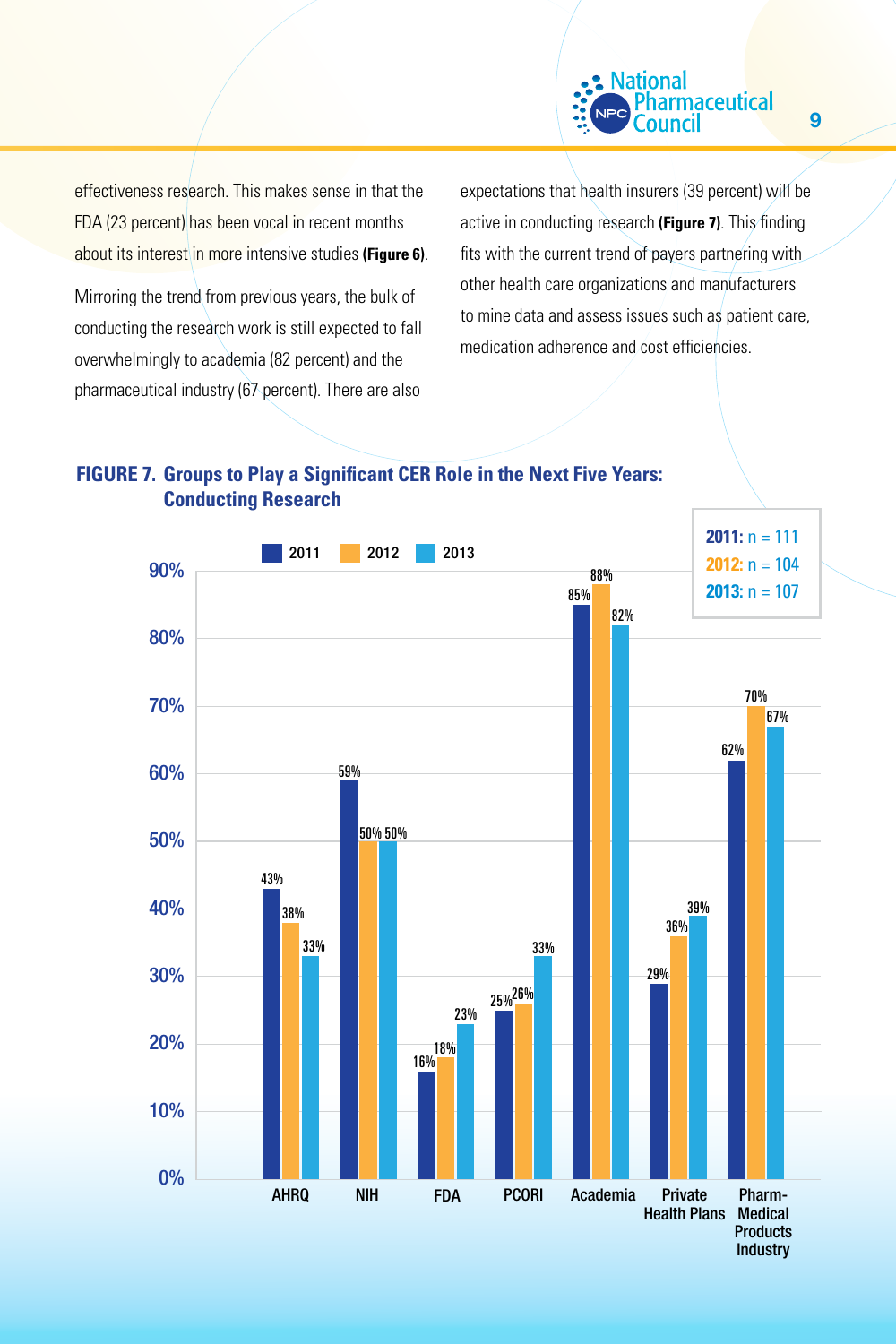effectiveness research. This makes sense in that the FDA (23 percent) has been vocal in recent months about its interest in more intensive studies **(Figure 6)**.

Mirroring the trend from previous years, the bulk of conducting the research work is still expected to fall overwhelmingly to academia (82 percent) and the pharmaceutical industry (67 percent). There are also expectations that health insurers (39 percent) will be active in conducting research **(Figure 7)**. This finding fits with the current trend of payers partnering with other health care organizations and manufacturers to mine data and assess issues such as patient care, medication adherence and cost efficiencies.

**FIGURE 7. Groups to Play a Significant CER Role in the Next Five Years: Conducting Research**

| Group | 2011 | 2012 | 2013 |
|---|---|---|---|
| AHRQ | 43% | 38% | 33% |
| NIH | 59% | 50% | 50% |
| FDA | 16% | 18% | 23% |
| PCORI | 25% | 26% | 33% |
| Academia | 85% | 88% | 82% |
| Private Health Plans | 29% | 36% | 39% |
| Pharm-Medical Products Industry | 62% | 70% | 67% |

**2011:** n = 111
**2012:** n = 104
**2013:** n = 107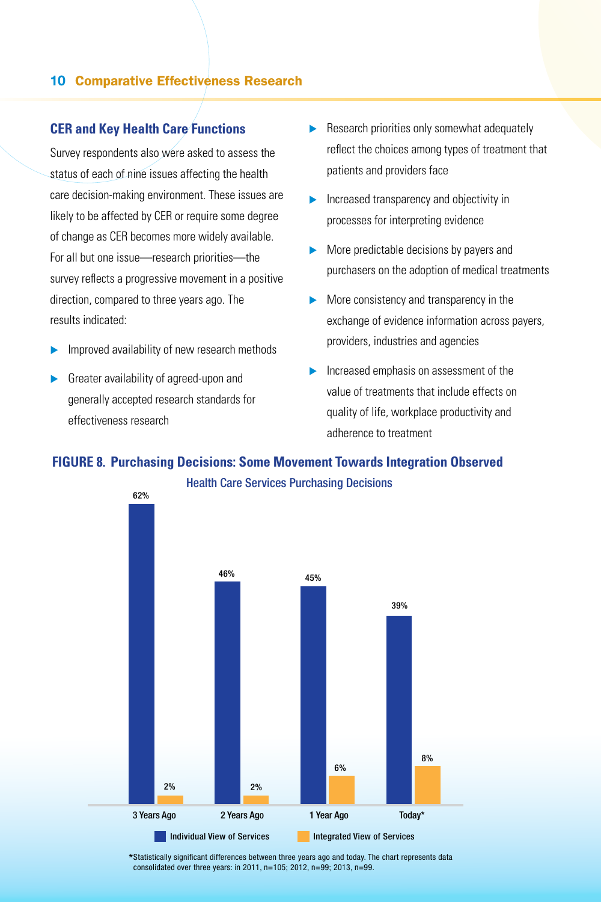## CER and Key Health Care Functions

Survey respondents also were asked to assess the status of each of nine issues affecting the health care decision-making environment. These issues are likely to be affected by CER or require some degree of change as CER becomes more widely available. For all but one issue—research priorities—the survey reflects a progressive movement in a positive direction, compared to three years ago. The results indicated:

- Improved availability of new research methods
- Greater availability of agreed-upon and generally accepted research standards for effectiveness research
- Research priorities only somewhat adequately reflect the choices among types of treatment that patients and providers face
- Increased transparency and objectivity in processes for interpreting evidence
- More predictable decisions by payers and purchasers on the adoption of medical treatments
- More consistency and transparency in the exchange of evidence information across payers, providers, industries and agencies
- Increased emphasis on assessment of the value of treatments that include effects on quality of life, workplace productivity and adherence to treatment

**FIGURE 8. Purchasing Decisions: Some Movement Towards Integration Observed**

Health Care Services Purchasing Decisions

| | Individual View of Services | Integrated View of Services |
|---|---|---|
| 3 Years Ago | 62% | 2% |
| 2 Years Ago | 46% | 2% |
| 1 Year Ago | 45% | 6% |
| Today* | 39% | 8% |

*Statistically significant differences between three years ago and today. The chart represents data consolidated over three years: in 2011, n=105; 2012, n=99; 2013, n=99.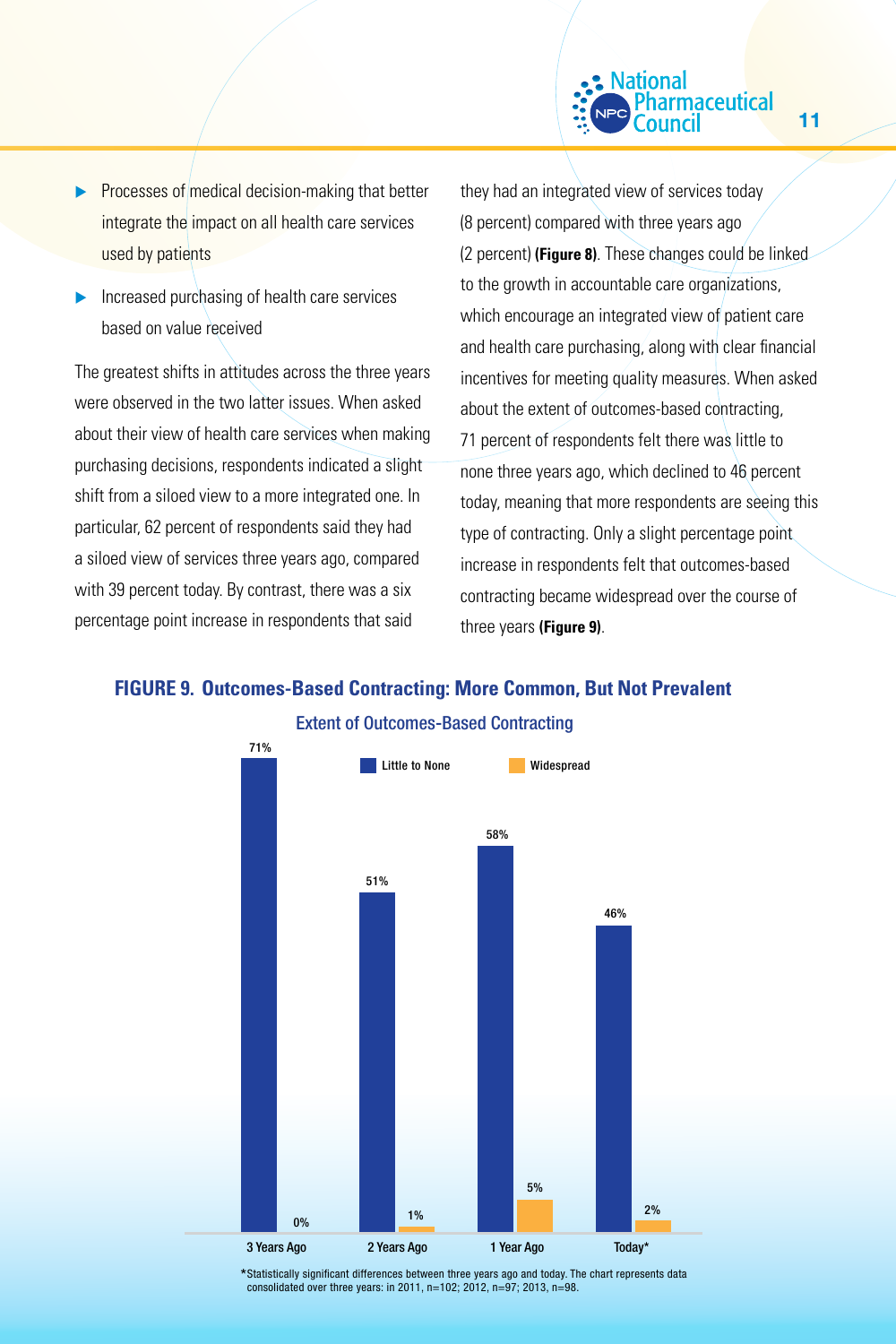- Processes of medical decision-making that better integrate the impact on all health care services used by patients
- Increased purchasing of health care services based on value received

The greatest shifts in attitudes across the three years were observed in the two latter issues. When asked about their view of health care services when making purchasing decisions, respondents indicated a slight shift from a siloed view to a more integrated one. In particular, 62 percent of respondents said they had a siloed view of services three years ago, compared with 39 percent today. By contrast, there was a six percentage point increase in respondents that said they had an integrated view of services today (8 percent) compared with three years ago (2 percent) **(Figure 8)**. These changes could be linked to the growth in accountable care organizations, which encourage an integrated view of patient care and health care purchasing, along with clear financial incentives for meeting quality measures. When asked about the extent of outcomes-based contracting, 71 percent of respondents felt there was little to none three years ago, which declined to 46 percent today, meaning that more respondents are seeing this type of contracting. Only a slight percentage point increase in respondents felt that outcomes-based contracting became widespread over the course of three years **(Figure 9)**.

**FIGURE 9. Outcomes-Based Contracting: More Common, But Not Prevalent**

Extent of Outcomes-Based Contracting

| | Little to None | Widespread |
|---|---|---|
| 3 Years Ago | 71% | 0% |
| 2 Years Ago | 51% | 1% |
| 1 Year Ago | 58% | 5% |
| Today* | 46% | 2% |

*Statistically significant differences between three years ago and today. The chart represents data consolidated over three years: in 2011, n=102; 2012, n=97; 2013, n=98.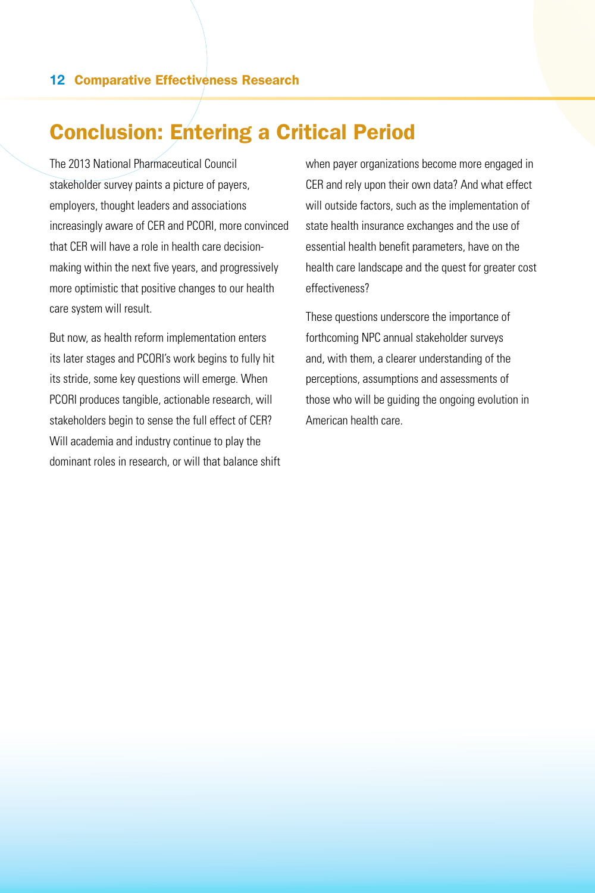## Conclusion: Entering a Critical Period

The 2013 National Pharmaceutical Council stakeholder survey paints a picture of payers, employers, thought leaders and associations increasingly aware of CER and PCORI, more convinced that CER will have a role in health care decision-making within the next five years, and progressively more optimistic that positive changes to our health care system will result.

But now, as health reform implementation enters its later stages and PCORI's work begins to fully hit its stride, some key questions will emerge. When PCORI produces tangible, actionable research, will stakeholders begin to sense the full effect of CER? Will academia and industry continue to play the dominant roles in research, or will that balance shift when payer organizations become more engaged in CER and rely upon their own data? And what effect will outside factors, such as the implementation of state health insurance exchanges and the use of essential health benefit parameters, have on the health care landscape and the quest for greater cost effectiveness?

These questions underscore the importance of forthcoming NPC annual stakeholder surveys and, with them, a clearer understanding of the perceptions, assumptions and assessments of those who will be guiding the ongoing evolution in American health care.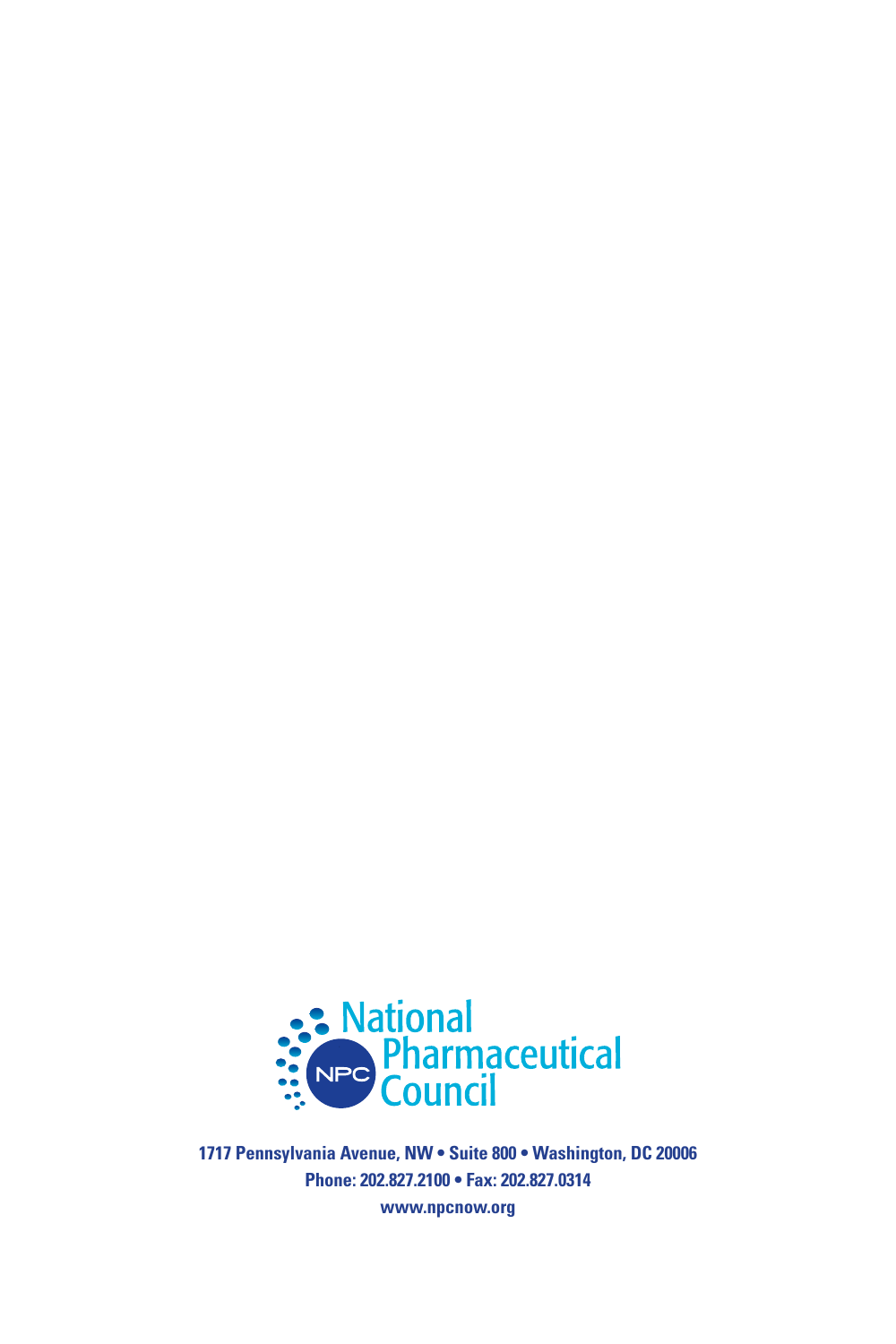National Pharmaceutical Council

1717 Pennsylvania Avenue, NW • Suite 800 • Washington, DC 20006

Phone: 202.827.2100 • Fax: 202.827.0314

www.npcnow.org